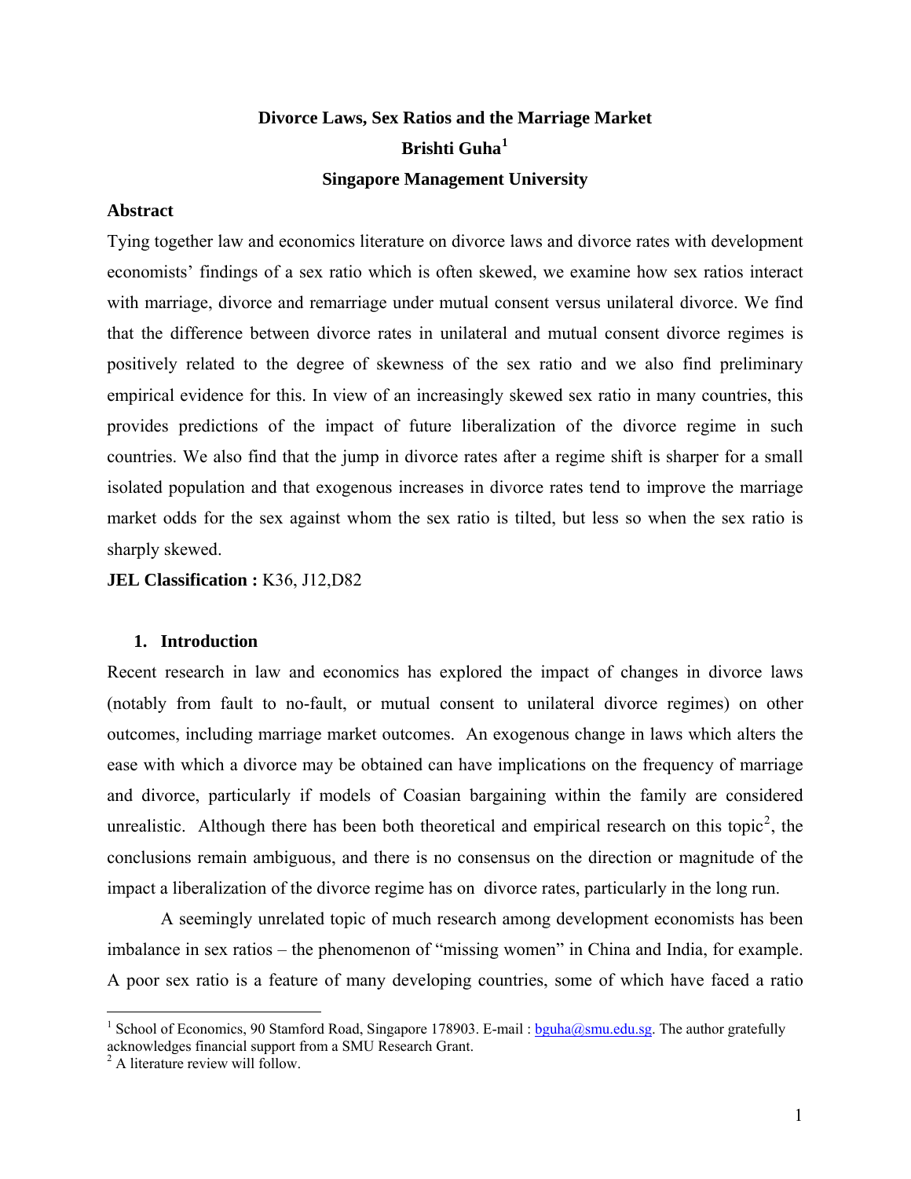# Divorce Laws, Sex Ratios and the Marriage Market

**Brishti Guha[1]**

**Singapore Management University**

### Abstract

Tying together law and economics literature on divorce laws and divorce rates with development economists' findings of a sex ratio which is often skewed, we examine how sex ratios interact with marriage, divorce and remarriage under mutual consent versus unilateral divorce. We find that the difference between divorce rates in unilateral and mutual consent divorce regimes is positively related to the degree of skewness of the sex ratio and we also find preliminary empirical evidence for this. In view of an increasingly skewed sex ratio in many countries, this provides predictions of the impact of future liberalization of the divorce regime in such countries. We also find that the jump in divorce rates after a regime shift is sharper for a small isolated population and that exogenous increases in divorce rates tend to improve the marriage market odds for the sex against whom the sex ratio is tilted, but less so when the sex ratio is sharply skewed.

**JEL Classification :** K36, J12,D82

## 1. Introduction

Recent research in law and economics has explored the impact of changes in divorce laws (notably from fault to no-fault, or mutual consent to unilateral divorce regimes) on other outcomes, including marriage market outcomes. An exogenous change in laws which alters the ease with which a divorce may be obtained can have implications on the frequency of marriage and divorce, particularly if models of Coasian bargaining within the family are considered unrealistic. Although there has been both theoretical and empirical research on this topic[2], the conclusions remain ambiguous, and there is no consensus on the direction or magnitude of the impact a liberalization of the divorce regime has on divorce rates, particularly in the long run.

A seemingly unrelated topic of much research among development economists has been imbalance in sex ratios – the phenomenon of "missing women" in China and India, for example. A poor sex ratio is a feature of many developing countries, some of which have faced a ratio

---

[1] School of Economics, 90 Stamford Road, Singapore 178903. E-mail : bguha@smu.edu.sg. The author gratefully acknowledges financial support from a SMU Research Grant.

[2] A literature review will follow.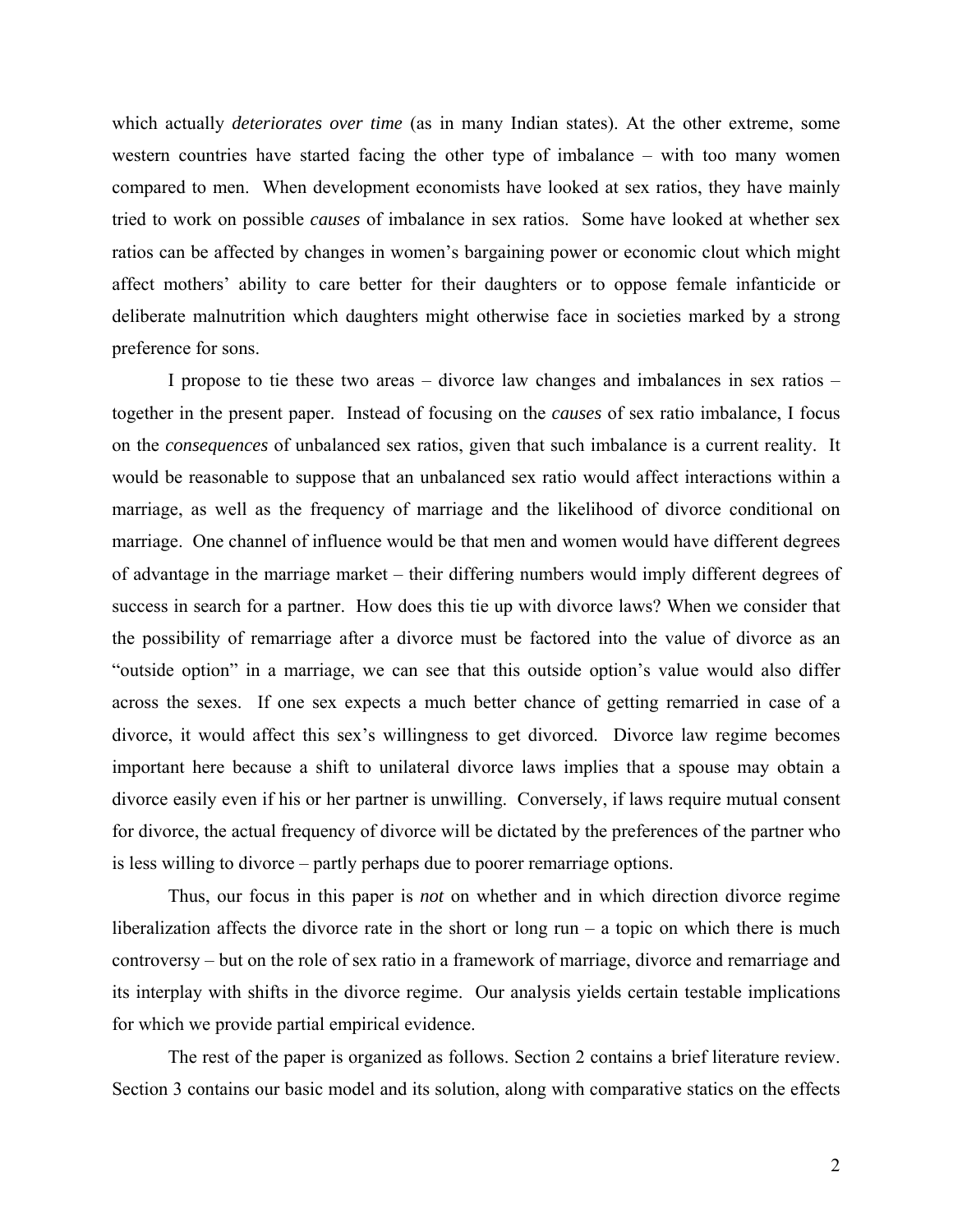which actually *deteriorates over time* (as in many Indian states). At the other extreme, some western countries have started facing the other type of imbalance – with too many women compared to men. When development economists have looked at sex ratios, they have mainly tried to work on possible *causes* of imbalance in sex ratios. Some have looked at whether sex ratios can be affected by changes in women's bargaining power or economic clout which might affect mothers' ability to care better for their daughters or to oppose female infanticide or deliberate malnutrition which daughters might otherwise face in societies marked by a strong preference for sons.

I propose to tie these two areas – divorce law changes and imbalances in sex ratios – together in the present paper. Instead of focusing on the *causes* of sex ratio imbalance, I focus on the *consequences* of unbalanced sex ratios, given that such imbalance is a current reality. It would be reasonable to suppose that an unbalanced sex ratio would affect interactions within a marriage, as well as the frequency of marriage and the likelihood of divorce conditional on marriage. One channel of influence would be that men and women would have different degrees of advantage in the marriage market – their differing numbers would imply different degrees of success in search for a partner. How does this tie up with divorce laws? When we consider that the possibility of remarriage after a divorce must be factored into the value of divorce as an "outside option" in a marriage, we can see that this outside option's value would also differ across the sexes. If one sex expects a much better chance of getting remarried in case of a divorce, it would affect this sex's willingness to get divorced. Divorce law regime becomes important here because a shift to unilateral divorce laws implies that a spouse may obtain a divorce easily even if his or her partner is unwilling. Conversely, if laws require mutual consent for divorce, the actual frequency of divorce will be dictated by the preferences of the partner who is less willing to divorce – partly perhaps due to poorer remarriage options.

Thus, our focus in this paper is *not* on whether and in which direction divorce regime liberalization affects the divorce rate in the short or long run – a topic on which there is much controversy – but on the role of sex ratio in a framework of marriage, divorce and remarriage and its interplay with shifts in the divorce regime. Our analysis yields certain testable implications for which we provide partial empirical evidence.

The rest of the paper is organized as follows. Section 2 contains a brief literature review. Section 3 contains our basic model and its solution, along with comparative statics on the effects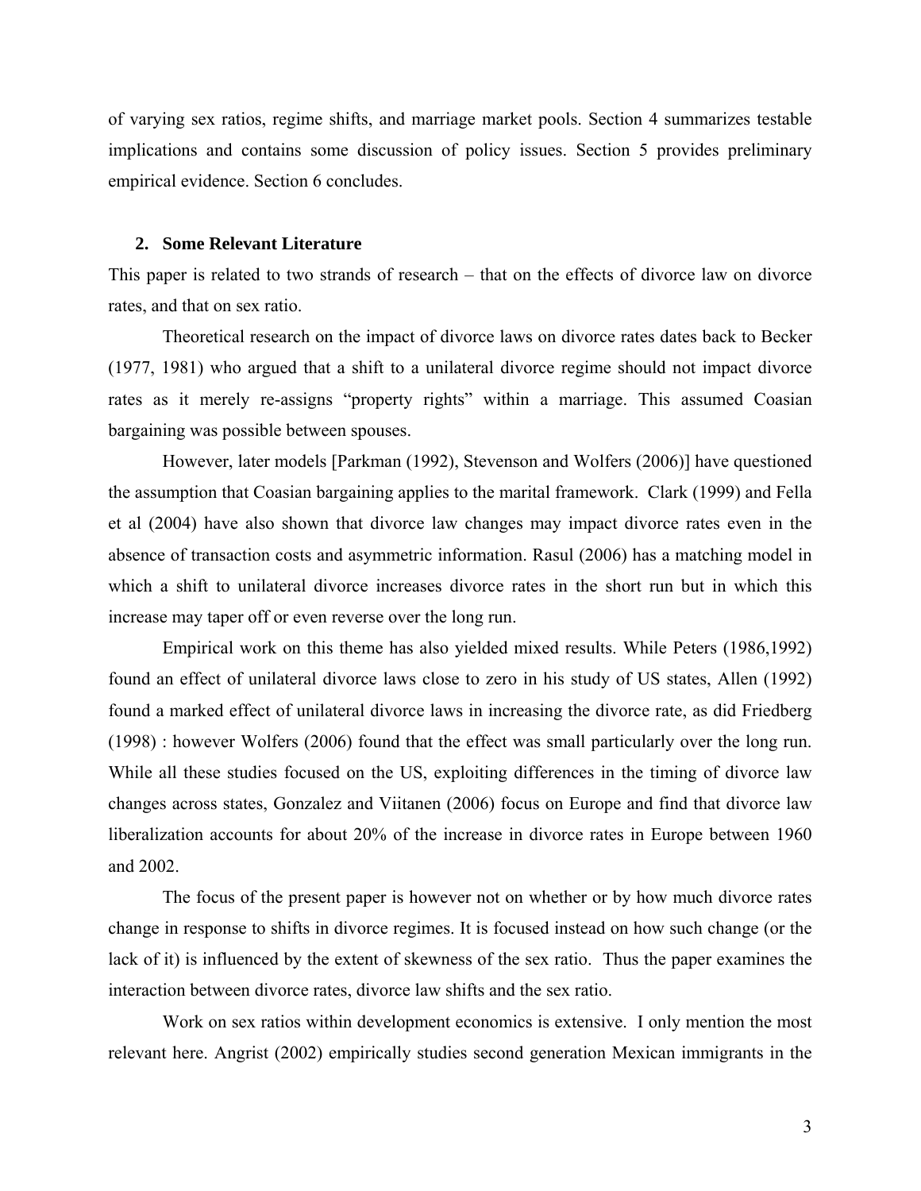of varying sex ratios, regime shifts, and marriage market pools. Section 4 summarizes testable implications and contains some discussion of policy issues. Section 5 provides preliminary empirical evidence. Section 6 concludes.

## 2. Some Relevant Literature

This paper is related to two strands of research – that on the effects of divorce law on divorce rates, and that on sex ratio.

Theoretical research on the impact of divorce laws on divorce rates dates back to Becker (1977, 1981) who argued that a shift to a unilateral divorce regime should not impact divorce rates as it merely re-assigns "property rights" within a marriage. This assumed Coasian bargaining was possible between spouses.

However, later models [Parkman (1992), Stevenson and Wolfers (2006)] have questioned the assumption that Coasian bargaining applies to the marital framework. Clark (1999) and Fella et al (2004) have also shown that divorce law changes may impact divorce rates even in the absence of transaction costs and asymmetric information. Rasul (2006) has a matching model in which a shift to unilateral divorce increases divorce rates in the short run but in which this increase may taper off or even reverse over the long run.

Empirical work on this theme has also yielded mixed results. While Peters (1986,1992) found an effect of unilateral divorce laws close to zero in his study of US states, Allen (1992) found a marked effect of unilateral divorce laws in increasing the divorce rate, as did Friedberg (1998) : however Wolfers (2006) found that the effect was small particularly over the long run. While all these studies focused on the US, exploiting differences in the timing of divorce law changes across states, Gonzalez and Viitanen (2006) focus on Europe and find that divorce law liberalization accounts for about 20% of the increase in divorce rates in Europe between 1960 and 2002.

The focus of the present paper is however not on whether or by how much divorce rates change in response to shifts in divorce regimes. It is focused instead on how such change (or the lack of it) is influenced by the extent of skewness of the sex ratio. Thus the paper examines the interaction between divorce rates, divorce law shifts and the sex ratio.

Work on sex ratios within development economics is extensive. I only mention the most relevant here. Angrist (2002) empirically studies second generation Mexican immigrants in the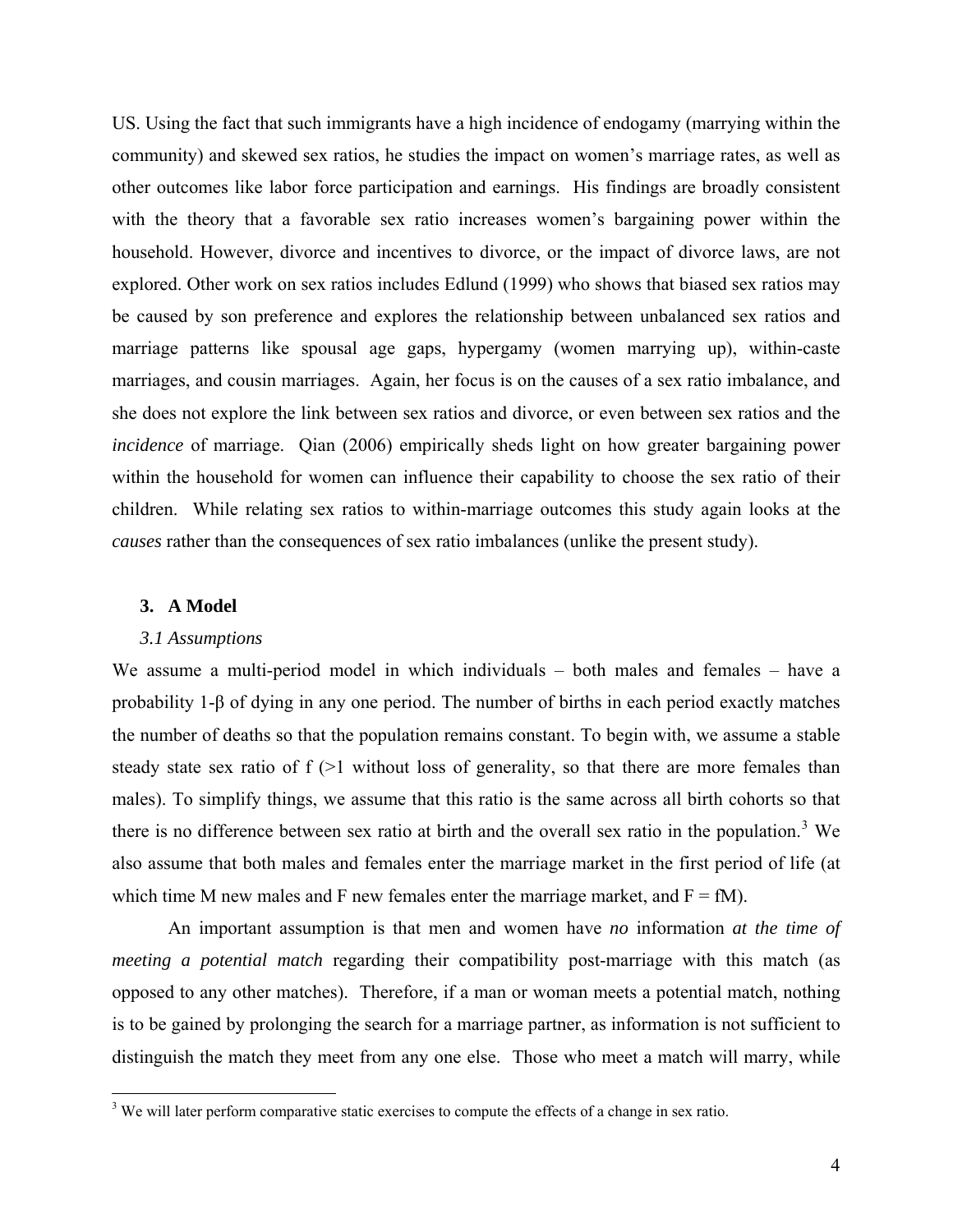US. Using the fact that such immigrants have a high incidence of endogamy (marrying within the community) and skewed sex ratios, he studies the impact on women's marriage rates, as well as other outcomes like labor force participation and earnings. His findings are broadly consistent with the theory that a favorable sex ratio increases women's bargaining power within the household. However, divorce and incentives to divorce, or the impact of divorce laws, are not explored. Other work on sex ratios includes Edlund (1999) who shows that biased sex ratios may be caused by son preference and explores the relationship between unbalanced sex ratios and marriage patterns like spousal age gaps, hypergamy (women marrying up), within-caste marriages, and cousin marriages. Again, her focus is on the causes of a sex ratio imbalance, and she does not explore the link between sex ratios and divorce, or even between sex ratios and the *incidence* of marriage. Qian (2006) empirically sheds light on how greater bargaining power within the household for women can influence their capability to choose the sex ratio of their children. While relating sex ratios to within-marriage outcomes this study again looks at the *causes* rather than the consequences of sex ratio imbalances (unlike the present study).

## 3. A Model

### *3.1 Assumptions*

We assume a multi-period model in which individuals – both males and females – have a probability $1-\beta$ of dying in any one period. The number of births in each period exactly matches the number of deaths so that the population remains constant. To begin with, we assume a stable steady state sex ratio of $f$ ($>1$ without loss of generality, so that there are more females than males). To simplify things, we assume that this ratio is the same across all birth cohorts so that there is no difference between sex ratio at birth and the overall sex ratio in the population.[3] We also assume that both males and females enter the marriage market in the first period of life (at which time $M$ new males and $F$ new females enter the marriage market, and $F = fM$).

An important assumption is that men and women have *no* information *at the time of meeting a potential match* regarding their compatibility post-marriage with this match (as opposed to any other matches). Therefore, if a man or woman meets a potential match, nothing is to be gained by prolonging the search for a marriage partner, as information is not sufficient to distinguish the match they meet from any one else. Those who meet a match will marry, while

[3] We will later perform comparative static exercises to compute the effects of a change in sex ratio.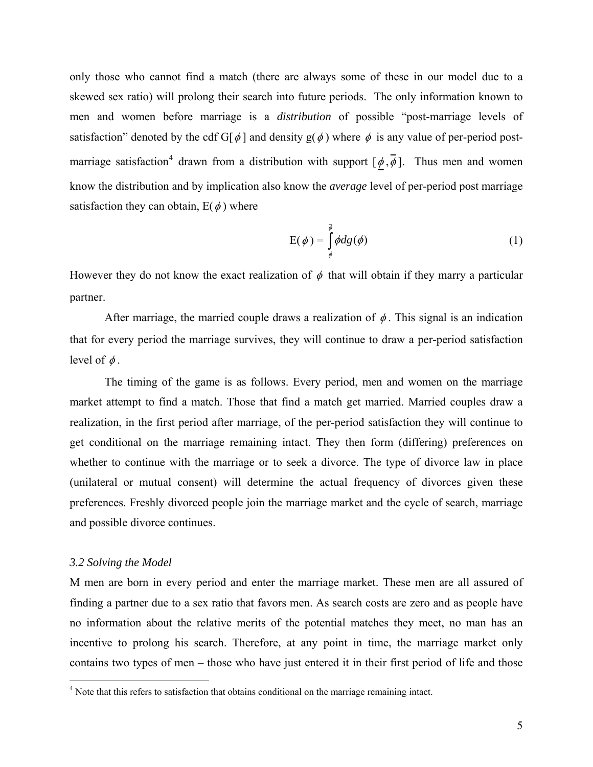only those who cannot find a match (there are always some of these in our model due to a skewed sex ratio) will prolong their search into future periods. The only information known to men and women before marriage is a *distribution* of possible "post-marriage levels of satisfaction" denoted by the cdf G[$\phi$] and density g($\phi$) where $\phi$ is any value of per-period post-marriage satisfaction[4] drawn from a distribution with support [$\underline{\phi}$,$\overline{\phi}$]. Thus men and women know the distribution and by implication also know the *average* level of per-period post marriage satisfaction they can obtain, E($\phi$) where

$$\mathrm{E}(\phi) = \int_{\underline{\phi}}^{\overline{\phi}} \phi dg(\phi) \tag{1}$$

However they do not know the exact realization of $\phi$ that will obtain if they marry a particular partner.

After marriage, the married couple draws a realization of $\phi$. This signal is an indication that for every period the marriage survives, they will continue to draw a per-period satisfaction level of $\phi$.

The timing of the game is as follows. Every period, men and women on the marriage market attempt to find a match. Those that find a match get married. Married couples draw a realization, in the first period after marriage, of the per-period satisfaction they will continue to get conditional on the marriage remaining intact. They then form (differing) preferences on whether to continue with the marriage or to seek a divorce. The type of divorce law in place (unilateral or mutual consent) will determine the actual frequency of divorces given these preferences. Freshly divorced people join the marriage market and the cycle of search, marriage and possible divorce continues.

### *3.2 Solving the Model*

M men are born in every period and enter the marriage market. These men are all assured of finding a partner due to a sex ratio that favors men. As search costs are zero and as people have no information about the relative merits of the potential matches they meet, no man has an incentive to prolong his search. Therefore, at any point in time, the marriage market only contains two types of men – those who have just entered it in their first period of life and those

---

[4] Note that this refers to satisfaction that obtains conditional on the marriage remaining intact.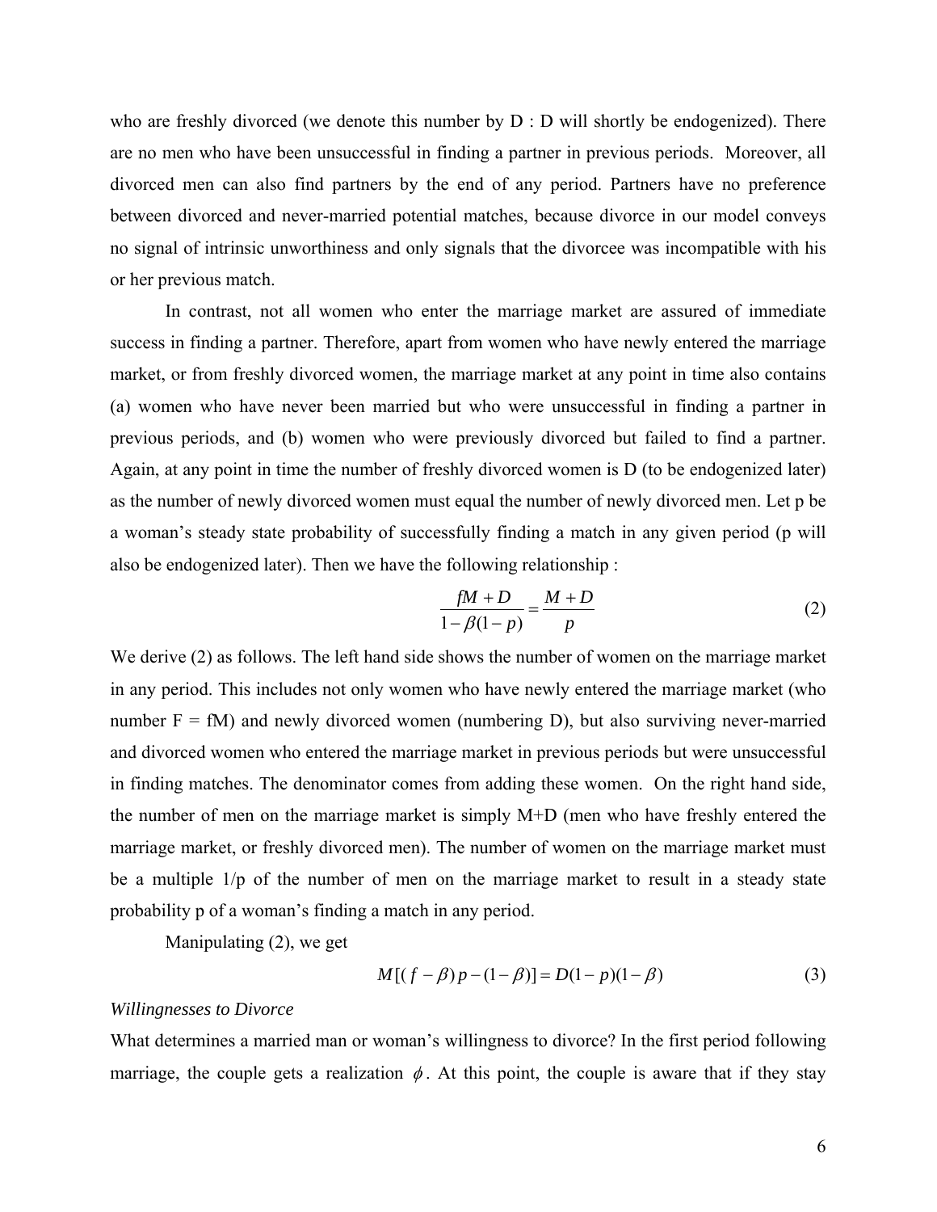who are freshly divorced (we denote this number by D : D will shortly be endogenized). There are no men who have been unsuccessful in finding a partner in previous periods. Moreover, all divorced men can also find partners by the end of any period. Partners have no preference between divorced and never-married potential matches, because divorce in our model conveys no signal of intrinsic unworthiness and only signals that the divorcee was incompatible with his or her previous match.

In contrast, not all women who enter the marriage market are assured of immediate success in finding a partner. Therefore, apart from women who have newly entered the marriage market, or from freshly divorced women, the marriage market at any point in time also contains (a) women who have never been married but who were unsuccessful in finding a partner in previous periods, and (b) women who were previously divorced but failed to find a partner. Again, at any point in time the number of freshly divorced women is D (to be endogenized later) as the number of newly divorced women must equal the number of newly divorced men. Let p be a woman's steady state probability of successfully finding a match in any given period (p will also be endogenized later). Then we have the following relationship :

$$\frac{fM + D}{1 - \beta(1 - p)} = \frac{M + D}{p} \tag{2}$$

We derive (2) as follows. The left hand side shows the number of women on the marriage market in any period. This includes not only women who have newly entered the marriage market (who number F = fM) and newly divorced women (numbering D), but also surviving never-married and divorced women who entered the marriage market in previous periods but were unsuccessful in finding matches. The denominator comes from adding these women. On the right hand side, the number of men on the marriage market is simply M+D (men who have freshly entered the marriage market, or freshly divorced men). The number of women on the marriage market must be a multiple 1/p of the number of men on the marriage market to result in a steady state probability p of a woman's finding a match in any period.

Manipulating (2), we get

$$M[(f - \beta)p - (1 - \beta)] = D(1 - p)(1 - \beta) \tag{3}$$

*Willingnesses to Divorce*

What determines a married man or woman's willingness to divorce? In the first period following marriage, the couple gets a realization $\phi$. At this point, the couple is aware that if they stay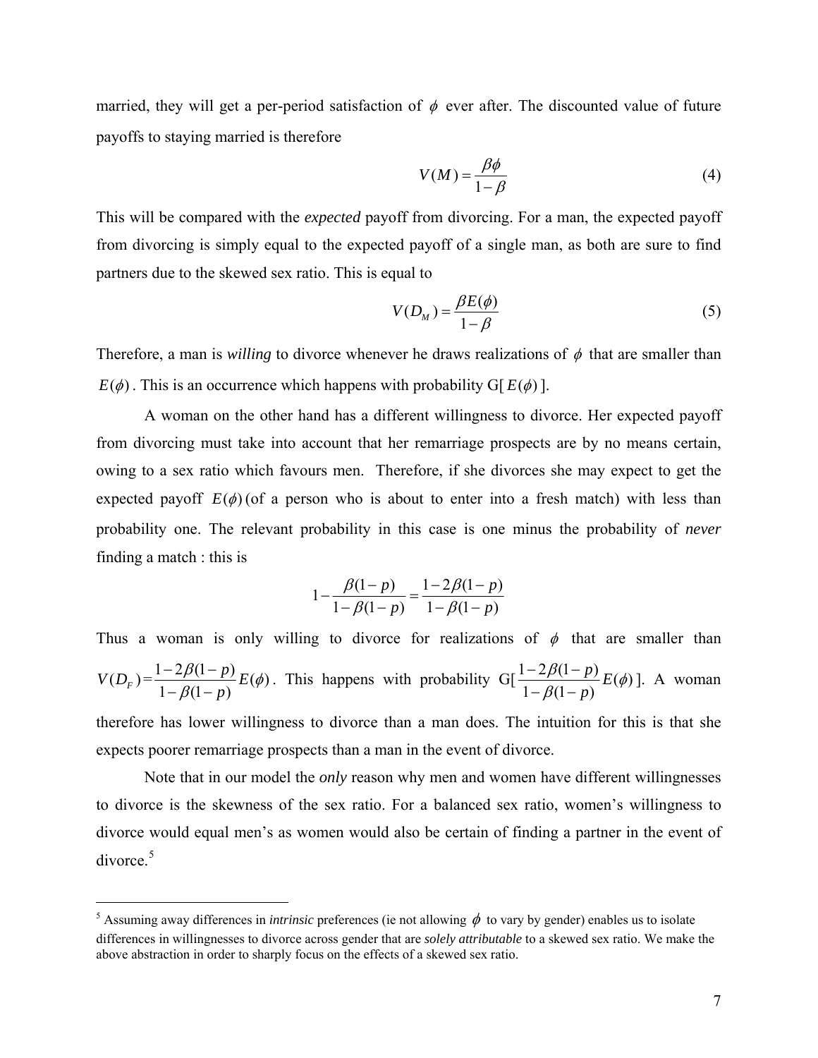married, they will get a per-period satisfaction of $\phi$ ever after. The discounted value of future payoffs to staying married is therefore

$$V(M) = \frac{\beta\phi}{1-\beta} \tag{4}$$

This will be compared with the *expected* payoff from divorcing. For a man, the expected payoff from divorcing is simply equal to the expected payoff of a single man, as both are sure to find partners due to the skewed sex ratio. This is equal to

$$V(D_M) = \frac{\beta E(\phi)}{1-\beta} \tag{5}$$

Therefore, a man is *willing* to divorce whenever he draws realizations of $\phi$ that are smaller than $E(\phi)$. This is an occurrence which happens with probability G[ $E(\phi)$ ].

A woman on the other hand has a different willingness to divorce. Her expected payoff from divorcing must take into account that her remarriage prospects are by no means certain, owing to a sex ratio which favours men. Therefore, if she divorces she may expect to get the expected payoff $E(\phi)$ (of a person who is about to enter into a fresh match) with less than probability one. The relevant probability in this case is one minus the probability of *never* finding a match : this is

$$1 - \frac{\beta(1-p)}{1-\beta(1-p)} = \frac{1-2\beta(1-p)}{1-\beta(1-p)}$$

Thus a woman is only willing to divorce for realizations of $\phi$ that are smaller than $V(D_F) = \frac{1-2\beta(1-p)}{1-\beta(1-p)}E(\phi)$. This happens with probability G[$\frac{1-2\beta(1-p)}{1-\beta(1-p)}E(\phi)$]. A woman therefore has lower willingness to divorce than a man does. The intuition for this is that she expects poorer remarriage prospects than a man in the event of divorce.

Note that in our model the *only* reason why men and women have different willingnesses to divorce is the skewness of the sex ratio. For a balanced sex ratio, women's willingness to divorce would equal men's as women would also be certain of finding a partner in the event of divorce.[5]

[5] Assuming away differences in *intrinsic* preferences (ie not allowing $\phi$ to vary by gender) enables us to isolate differences in willingnesses to divorce across gender that are *solely attributable* to a skewed sex ratio. We make the above abstraction in order to sharply focus on the effects of a skewed sex ratio.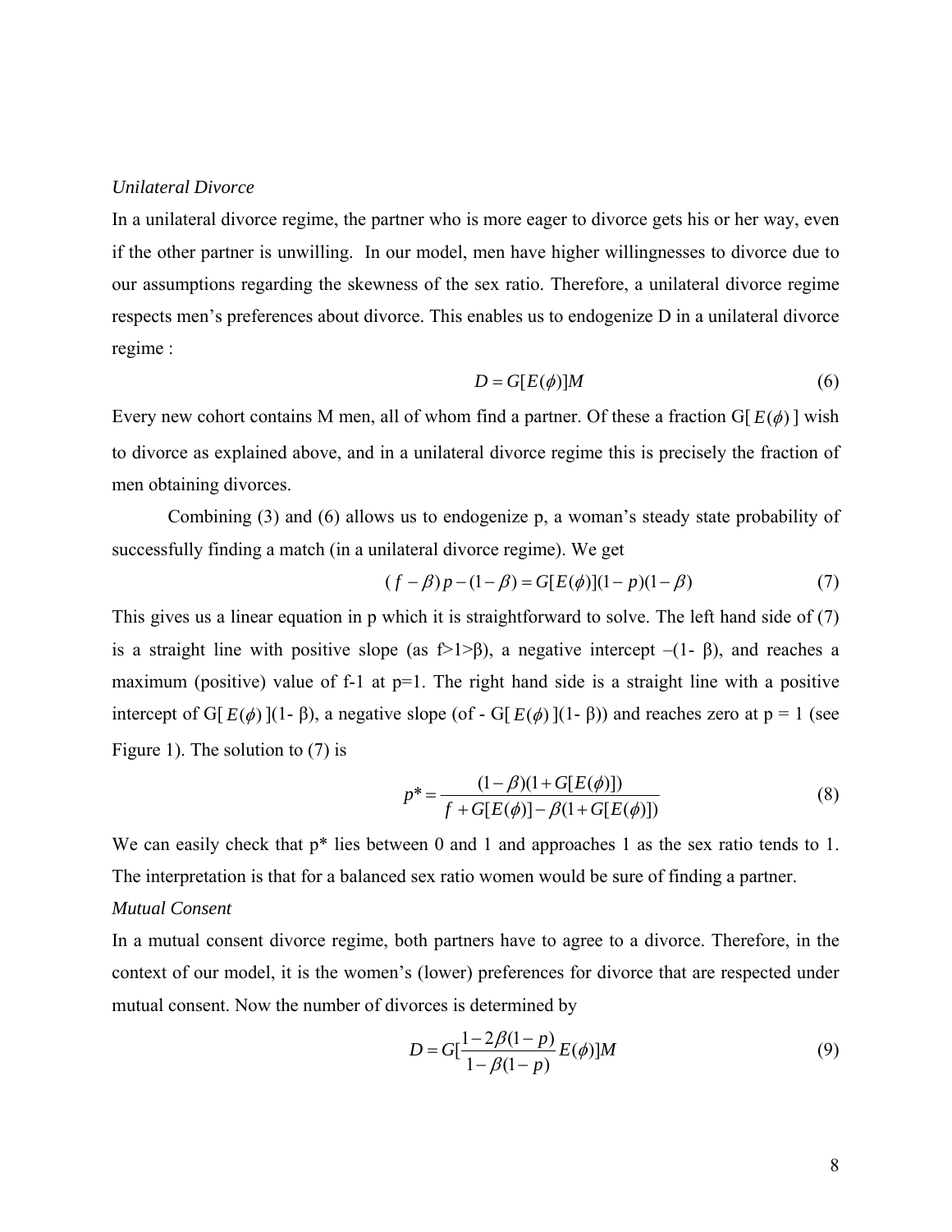*Unilateral Divorce*

In a unilateral divorce regime, the partner who is more eager to divorce gets his or her way, even if the other partner is unwilling. In our model, men have higher willingnesses to divorce due to our assumptions regarding the skewness of the sex ratio. Therefore, a unilateral divorce regime respects men's preferences about divorce. This enables us to endogenize D in a unilateral divorce regime :

$$D = G[E(\phi)]M \tag{6}$$

Every new cohort contains M men, all of whom find a partner. Of these a fraction G[ $E(\phi)$ ] wish to divorce as explained above, and in a unilateral divorce regime this is precisely the fraction of men obtaining divorces.

Combining (3) and (6) allows us to endogenize p, a woman's steady state probability of successfully finding a match (in a unilateral divorce regime). We get

$$(f-\beta)p-(1-\beta) = G[E(\phi)](1-p)(1-\beta) \tag{7}$$

This gives us a linear equation in p which it is straightforward to solve. The left hand side of (7) is a straight line with positive slope (as f>1>β), a negative intercept –(1- β), and reaches a maximum (positive) value of f-1 at p=1. The right hand side is a straight line with a positive intercept of G[ $E(\phi)$ ](1- β), a negative slope (of - G[ $E(\phi)$ ](1- β)) and reaches zero at p = 1 (see Figure 1). The solution to (7) is

$$p^* = \frac{(1-\beta)(1+G[E(\phi)])}{f+G[E(\phi)]-\beta(1+G[E(\phi)])} \tag{8}$$

We can easily check that p* lies between 0 and 1 and approaches 1 as the sex ratio tends to 1. The interpretation is that for a balanced sex ratio women would be sure of finding a partner.

*Mutual Consent*

In a mutual consent divorce regime, both partners have to agree to a divorce. Therefore, in the context of our model, it is the women's (lower) preferences for divorce that are respected under mutual consent. Now the number of divorces is determined by

$$D = G[\frac{1-2\beta(1-p)}{1-\beta(1-p)}E(\phi)]M \tag{9}$$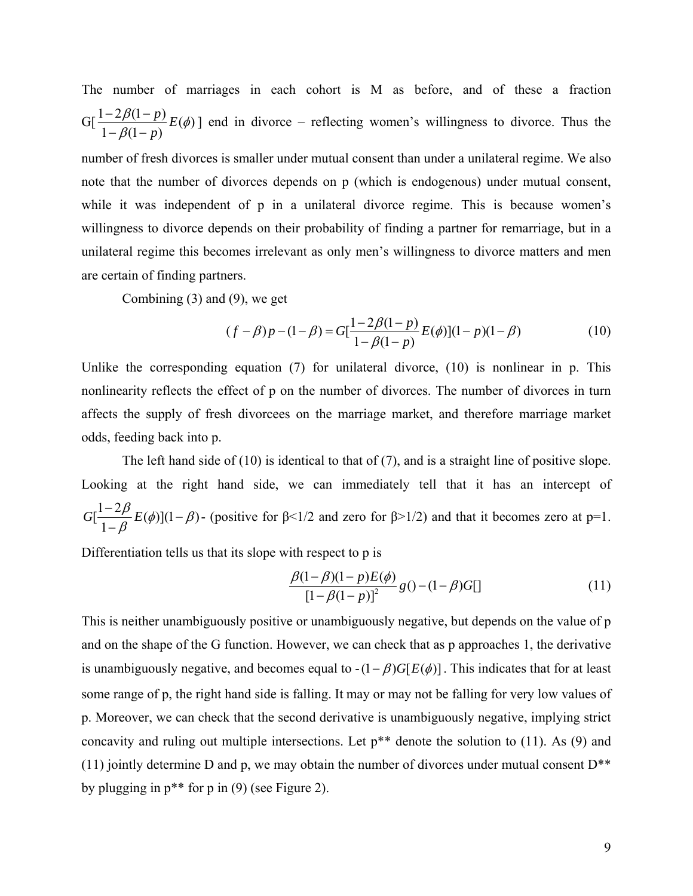The number of marriages in each cohort is M as before, and of these a fraction $G[\frac{1-2\beta(1-p)}{1-\beta(1-p)}E(\phi)]$ end in divorce – reflecting women's willingness to divorce. Thus the number of fresh divorces is smaller under mutual consent than under a unilateral regime. We also note that the number of divorces depends on p (which is endogenous) under mutual consent, while it was independent of p in a unilateral divorce regime. This is because women's willingness to divorce depends on their probability of finding a partner for remarriage, but in a unilateral regime this becomes irrelevant as only men's willingness to divorce matters and men are certain of finding partners.

Combining (3) and (9), we get

$$(f-\beta)p-(1-\beta)=G[\frac{1-2\beta(1-p)}{1-\beta(1-p)}E(\phi)](1-p)(1-\beta) \tag{10}$$

Unlike the corresponding equation (7) for unilateral divorce, (10) is nonlinear in p. This nonlinearity reflects the effect of p on the number of divorces. The number of divorces in turn affects the supply of fresh divorcees on the marriage market, and therefore marriage market odds, feeding back into p.

The left hand side of (10) is identical to that of (7), and is a straight line of positive slope. Looking at the right hand side, we can immediately tell that it has an intercept of $G[\frac{1-2\beta}{1-\beta}E(\phi)](1-\beta)$ - (positive for β<1/2 and zero for β>1/2) and that it becomes zero at p=1. Differentiation tells us that its slope with respect to p is

$$\frac{\beta(1-\beta)(1-p)E(\phi)}{[1-\beta(1-p)]^2}g()-(1-\beta)G[] \tag{11}$$

This is neither unambiguously positive or unambiguously negative, but depends on the value of p and on the shape of the G function. However, we can check that as p approaches 1, the derivative is unambiguously negative, and becomes equal to $-(1-\beta)G[E(\phi)]$. This indicates that for at least some range of p, the right hand side is falling. It may or may not be falling for very low values of p. Moreover, we can check that the second derivative is unambiguously negative, implying strict concavity and ruling out multiple intersections. Let p** denote the solution to (11). As (9) and (11) jointly determine D and p, we may obtain the number of divorces under mutual consent D** by plugging in p** for p in (9) (see Figure 2).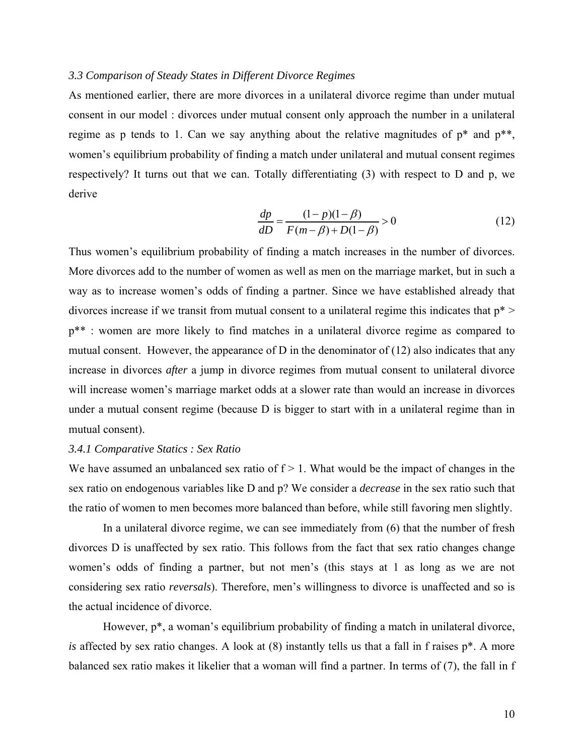*3.3 Comparison of Steady States in Different Divorce Regimes*

As mentioned earlier, there are more divorces in a unilateral divorce regime than under mutual consent in our model : divorces under mutual consent only approach the number in a unilateral regime as p tends to 1. Can we say anything about the relative magnitudes of p* and p**, women's equilibrium probability of finding a match under unilateral and mutual consent regimes respectively? It turns out that we can. Totally differentiating (3) with respect to D and p, we derive

$$\frac{dp}{dD} = \frac{(1-p)(1-\beta)}{F(m-\beta)+D(1-\beta)} > 0 \tag{12}$$

Thus women's equilibrium probability of finding a match increases in the number of divorces. More divorces add to the number of women as well as men on the marriage market, but in such a way as to increase women's odds of finding a partner. Since we have established already that divorces increase if we transit from mutual consent to a unilateral regime this indicates that p* > p** : women are more likely to find matches in a unilateral divorce regime as compared to mutual consent. However, the appearance of D in the denominator of (12) also indicates that any increase in divorces *after* a jump in divorce regimes from mutual consent to unilateral divorce will increase women's marriage market odds at a slower rate than would an increase in divorces under a mutual consent regime (because D is bigger to start with in a unilateral regime than in mutual consent).

*3.4.1 Comparative Statics : Sex Ratio*

We have assumed an unbalanced sex ratio of f > 1. What would be the impact of changes in the sex ratio on endogenous variables like D and p? We consider a *decrease* in the sex ratio such that the ratio of women to men becomes more balanced than before, while still favoring men slightly.

In a unilateral divorce regime, we can see immediately from (6) that the number of fresh divorces D is unaffected by sex ratio. This follows from the fact that sex ratio changes change women's odds of finding a partner, but not men's (this stays at 1 as long as we are not considering sex ratio *reversals*). Therefore, men's willingness to divorce is unaffected and so is the actual incidence of divorce.

However, p*, a woman's equilibrium probability of finding a match in unilateral divorce, *is* affected by sex ratio changes. A look at (8) instantly tells us that a fall in f raises p*. A more balanced sex ratio makes it likelier that a woman will find a partner. In terms of (7), the fall in f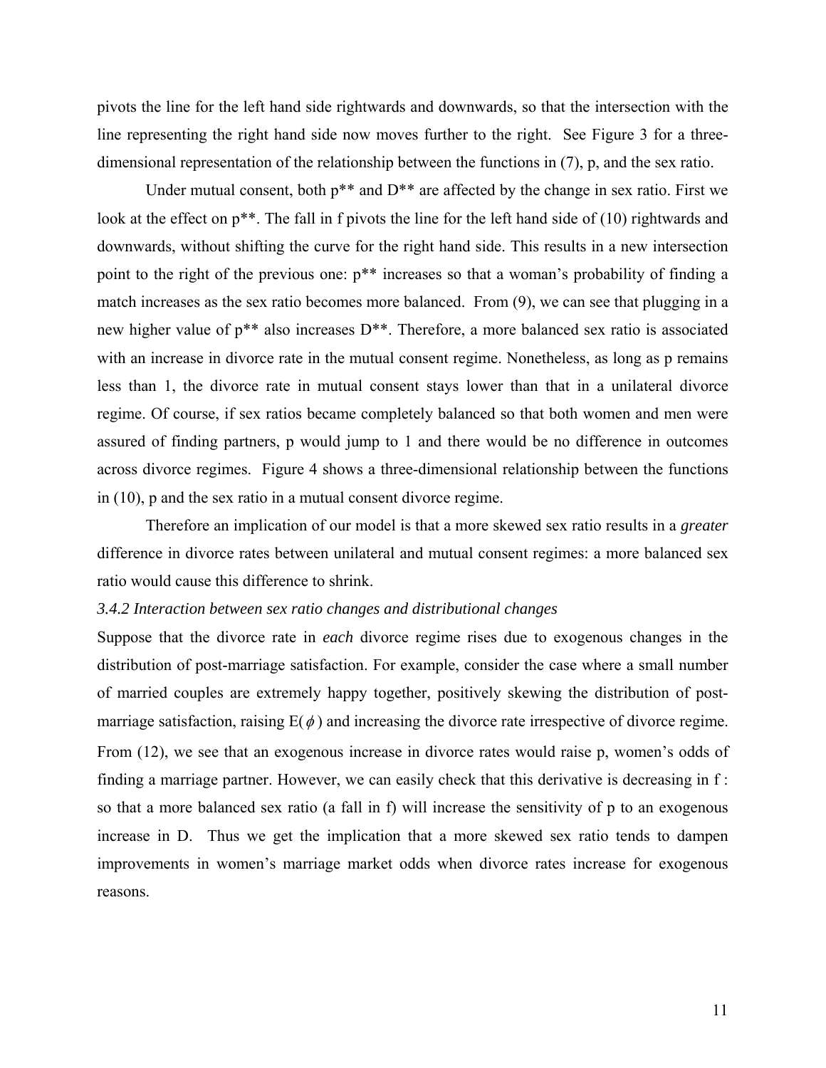pivots the line for the left hand side rightwards and downwards, so that the intersection with the line representing the right hand side now moves further to the right. See Figure 3 for a three-dimensional representation of the relationship between the functions in (7), p, and the sex ratio.

Under mutual consent, both $p^{**}$ and $D^{**}$ are affected by the change in sex ratio. First we look at the effect on $p^{**}$. The fall in f pivots the line for the left hand side of (10) rightwards and downwards, without shifting the curve for the right hand side. This results in a new intersection point to the right of the previous one: $p^{**}$ increases so that a woman's probability of finding a match increases as the sex ratio becomes more balanced. From (9), we can see that plugging in a new higher value of $p^{**}$ also increases $D^{**}$. Therefore, a more balanced sex ratio is associated with an increase in divorce rate in the mutual consent regime. Nonetheless, as long as p remains less than 1, the divorce rate in mutual consent stays lower than that in a unilateral divorce regime. Of course, if sex ratios became completely balanced so that both women and men were assured of finding partners, p would jump to 1 and there would be no difference in outcomes across divorce regimes. Figure 4 shows a three-dimensional relationship between the functions in (10), p and the sex ratio in a mutual consent divorce regime.

Therefore an implication of our model is that a more skewed sex ratio results in a *greater* difference in divorce rates between unilateral and mutual consent regimes: a more balanced sex ratio would cause this difference to shrink.

### *3.4.2 Interaction between sex ratio changes and distributional changes*

Suppose that the divorce rate in *each* divorce regime rises due to exogenous changes in the distribution of post-marriage satisfaction. For example, consider the case where a small number of married couples are extremely happy together, positively skewing the distribution of post-marriage satisfaction, raising $E(\phi)$ and increasing the divorce rate irrespective of divorce regime. From (12), we see that an exogenous increase in divorce rates would raise p, women's odds of finding a marriage partner. However, we can easily check that this derivative is decreasing in f : so that a more balanced sex ratio (a fall in f) will increase the sensitivity of p to an exogenous increase in D. Thus we get the implication that a more skewed sex ratio tends to dampen improvements in women's marriage market odds when divorce rates increase for exogenous reasons.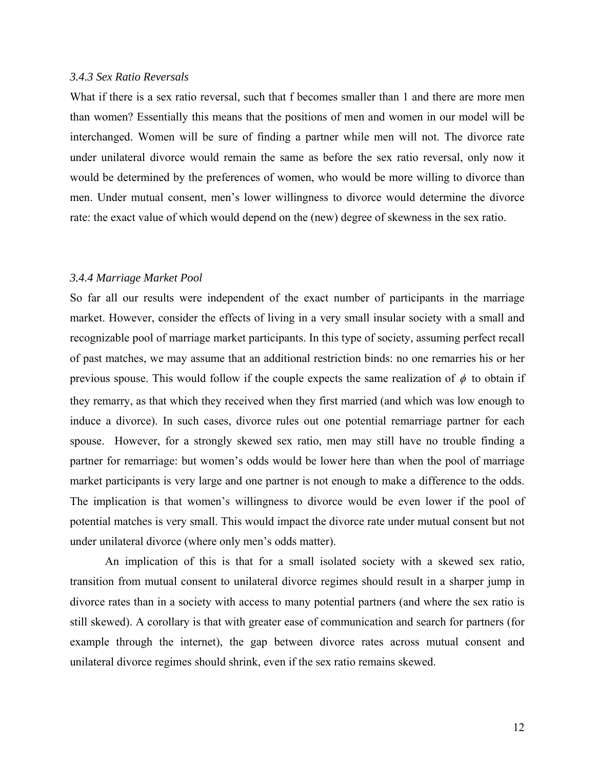### *3.4.3 Sex Ratio Reversals*

What if there is a sex ratio reversal, such that f becomes smaller than 1 and there are more men than women? Essentially this means that the positions of men and women in our model will be interchanged. Women will be sure of finding a partner while men will not. The divorce rate under unilateral divorce would remain the same as before the sex ratio reversal, only now it would be determined by the preferences of women, who would be more willing to divorce than men. Under mutual consent, men's lower willingness to divorce would determine the divorce rate: the exact value of which would depend on the (new) degree of skewness in the sex ratio.

### *3.4.4 Marriage Market Pool*

So far all our results were independent of the exact number of participants in the marriage market. However, consider the effects of living in a very small insular society with a small and recognizable pool of marriage market participants. In this type of society, assuming perfect recall of past matches, we may assume that an additional restriction binds: no one remarries his or her previous spouse. This would follow if the couple expects the same realization of $\phi$ to obtain if they remarry, as that which they received when they first married (and which was low enough to induce a divorce). In such cases, divorce rules out one potential remarriage partner for each spouse. However, for a strongly skewed sex ratio, men may still have no trouble finding a partner for remarriage: but women's odds would be lower here than when the pool of marriage market participants is very large and one partner is not enough to make a difference to the odds. The implication is that women's willingness to divorce would be even lower if the pool of potential matches is very small. This would impact the divorce rate under mutual consent but not under unilateral divorce (where only men's odds matter).

An implication of this is that for a small isolated society with a skewed sex ratio, transition from mutual consent to unilateral divorce regimes should result in a sharper jump in divorce rates than in a society with access to many potential partners (and where the sex ratio is still skewed). A corollary is that with greater ease of communication and search for partners (for example through the internet), the gap between divorce rates across mutual consent and unilateral divorce regimes should shrink, even if the sex ratio remains skewed.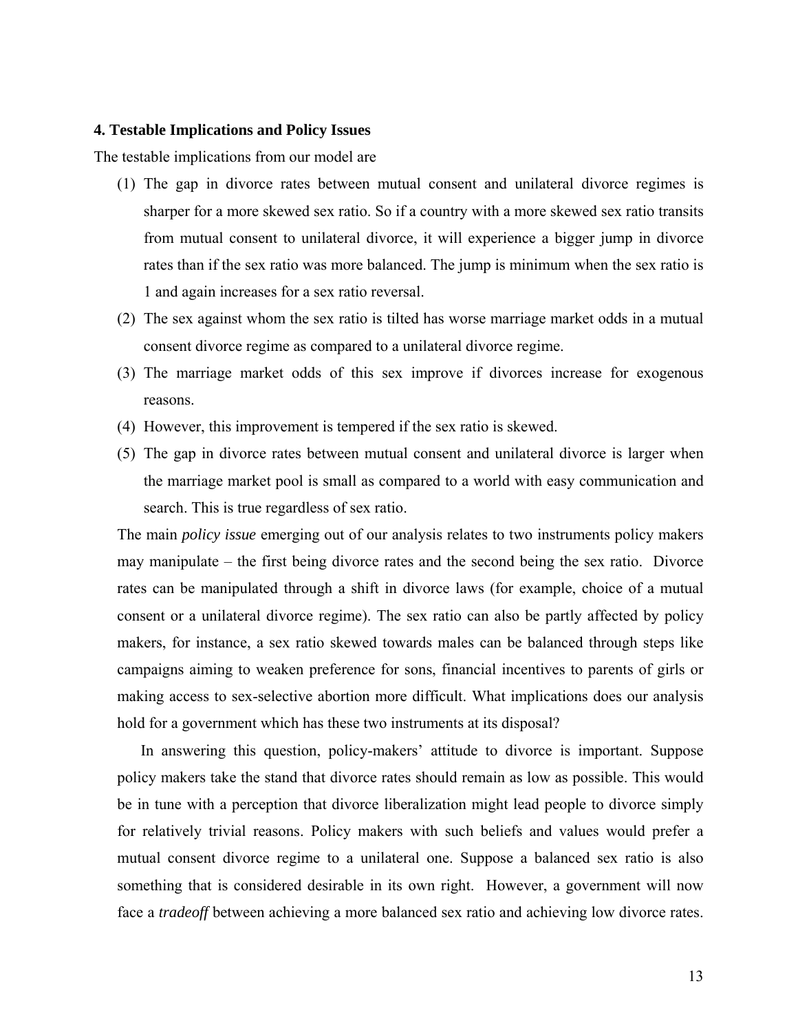### 4. Testable Implications and Policy Issues

The testable implications from our model are

1. The gap in divorce rates between mutual consent and unilateral divorce regimes is sharper for a more skewed sex ratio. So if a country with a more skewed sex ratio transits from mutual consent to unilateral divorce, it will experience a bigger jump in divorce rates than if the sex ratio was more balanced. The jump is minimum when the sex ratio is 1 and again increases for a sex ratio reversal.
2. The sex against whom the sex ratio is tilted has worse marriage market odds in a mutual consent divorce regime as compared to a unilateral divorce regime.
3. The marriage market odds of this sex improve if divorces increase for exogenous reasons.
4. However, this improvement is tempered if the sex ratio is skewed.
5. The gap in divorce rates between mutual consent and unilateral divorce is larger when the marriage market pool is small as compared to a world with easy communication and search. This is true regardless of sex ratio.

The main *policy issue* emerging out of our analysis relates to two instruments policy makers may manipulate – the first being divorce rates and the second being the sex ratio. Divorce rates can be manipulated through a shift in divorce laws (for example, choice of a mutual consent or a unilateral divorce regime). The sex ratio can also be partly affected by policy makers, for instance, a sex ratio skewed towards males can be balanced through steps like campaigns aiming to weaken preference for sons, financial incentives to parents of girls or making access to sex-selective abortion more difficult. What implications does our analysis hold for a government which has these two instruments at its disposal?

In answering this question, policy-makers' attitude to divorce is important. Suppose policy makers take the stand that divorce rates should remain as low as possible. This would be in tune with a perception that divorce liberalization might lead people to divorce simply for relatively trivial reasons. Policy makers with such beliefs and values would prefer a mutual consent divorce regime to a unilateral one. Suppose a balanced sex ratio is also something that is considered desirable in its own right. However, a government will now face a *tradeoff* between achieving a more balanced sex ratio and achieving low divorce rates.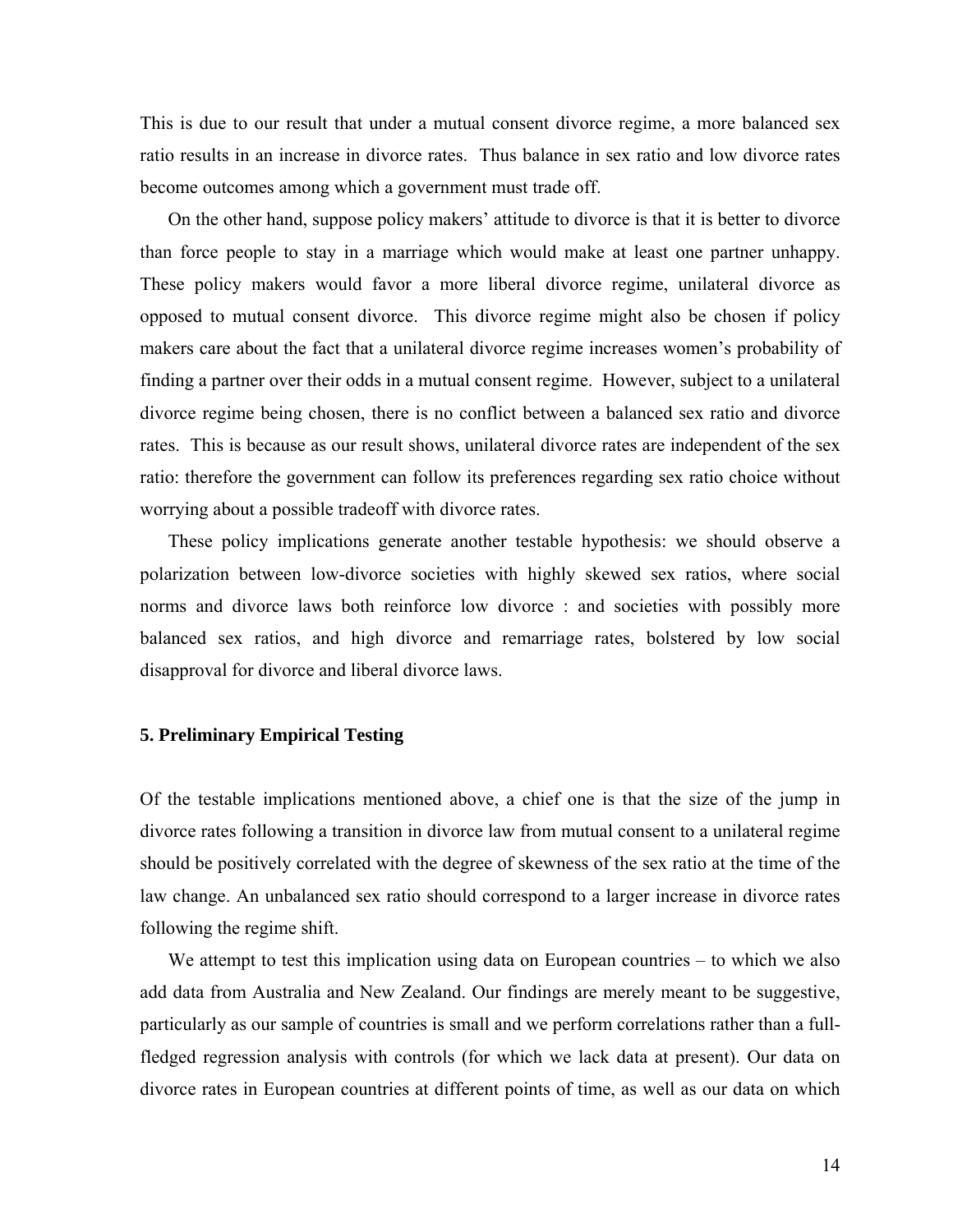This is due to our result that under a mutual consent divorce regime, a more balanced sex ratio results in an increase in divorce rates. Thus balance in sex ratio and low divorce rates become outcomes among which a government must trade off.

On the other hand, suppose policy makers' attitude to divorce is that it is better to divorce than force people to stay in a marriage which would make at least one partner unhappy. These policy makers would favor a more liberal divorce regime, unilateral divorce as opposed to mutual consent divorce. This divorce regime might also be chosen if policy makers care about the fact that a unilateral divorce regime increases women's probability of finding a partner over their odds in a mutual consent regime. However, subject to a unilateral divorce regime being chosen, there is no conflict between a balanced sex ratio and divorce rates. This is because as our result shows, unilateral divorce rates are independent of the sex ratio: therefore the government can follow its preferences regarding sex ratio choice without worrying about a possible tradeoff with divorce rates.

These policy implications generate another testable hypothesis: we should observe a polarization between low-divorce societies with highly skewed sex ratios, where social norms and divorce laws both reinforce low divorce : and societies with possibly more balanced sex ratios, and high divorce and remarriage rates, bolstered by low social disapproval for divorce and liberal divorce laws.

### 5. Preliminary Empirical Testing

Of the testable implications mentioned above, a chief one is that the size of the jump in divorce rates following a transition in divorce law from mutual consent to a unilateral regime should be positively correlated with the degree of skewness of the sex ratio at the time of the law change. An unbalanced sex ratio should correspond to a larger increase in divorce rates following the regime shift.

We attempt to test this implication using data on European countries – to which we also add data from Australia and New Zealand. Our findings are merely meant to be suggestive, particularly as our sample of countries is small and we perform correlations rather than a full-fledged regression analysis with controls (for which we lack data at present). Our data on divorce rates in European countries at different points of time, as well as our data on which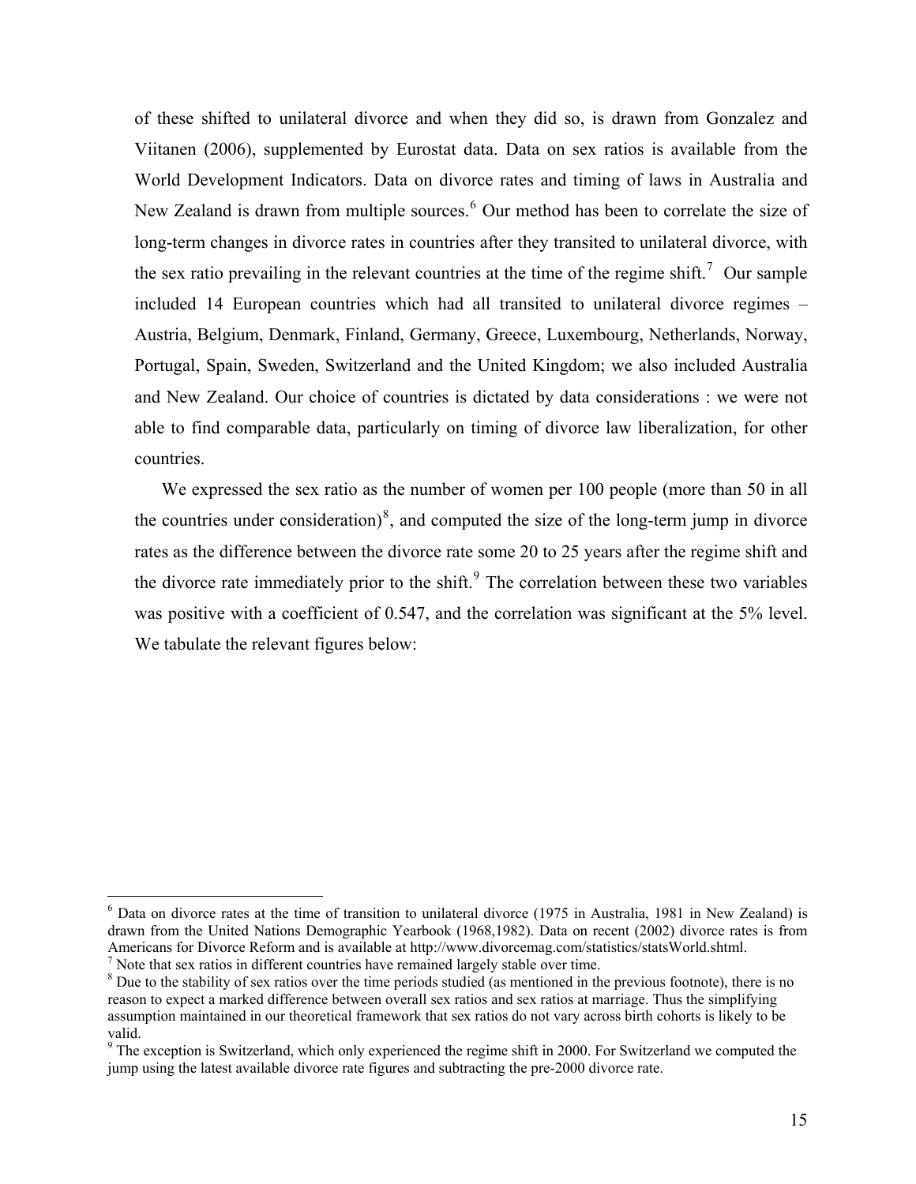of these shifted to unilateral divorce and when they did so, is drawn from Gonzalez and Viitanen (2006), supplemented by Eurostat data. Data on sex ratios is available from the World Development Indicators. Data on divorce rates and timing of laws in Australia and New Zealand is drawn from multiple sources.[6] Our method has been to correlate the size of long-term changes in divorce rates in countries after they transited to unilateral divorce, with the sex ratio prevailing in the relevant countries at the time of the regime shift.[7] Our sample included 14 European countries which had all transited to unilateral divorce regimes – Austria, Belgium, Denmark, Finland, Germany, Greece, Luxembourg, Netherlands, Norway, Portugal, Spain, Sweden, Switzerland and the United Kingdom; we also included Australia and New Zealand. Our choice of countries is dictated by data considerations : we were not able to find comparable data, particularly on timing of divorce law liberalization, for other countries.

We expressed the sex ratio as the number of women per 100 people (more than 50 in all the countries under consideration)[8], and computed the size of the long-term jump in divorce rates as the difference between the divorce rate some 20 to 25 years after the regime shift and the divorce rate immediately prior to the shift.[9] The correlation between these two variables was positive with a coefficient of 0.547, and the correlation was significant at the 5% level. We tabulate the relevant figures below:

[6] Data on divorce rates at the time of transition to unilateral divorce (1975 in Australia, 1981 in New Zealand) is drawn from the United Nations Demographic Yearbook (1968,1982). Data on recent (2002) divorce rates is from Americans for Divorce Reform and is available at http://www.divorcemag.com/statistics/statsWorld.shtml.

[7] Note that sex ratios in different countries have remained largely stable over time.

[8] Due to the stability of sex ratios over the time periods studied (as mentioned in the previous footnote), there is no reason to expect a marked difference between overall sex ratios and sex ratios at marriage. Thus the simplifying assumption maintained in our theoretical framework that sex ratios do not vary across birth cohorts is likely to be valid.

[9] The exception is Switzerland, which only experienced the regime shift in 2000. For Switzerland we computed the jump using the latest available divorce rate figures and subtracting the pre-2000 divorce rate.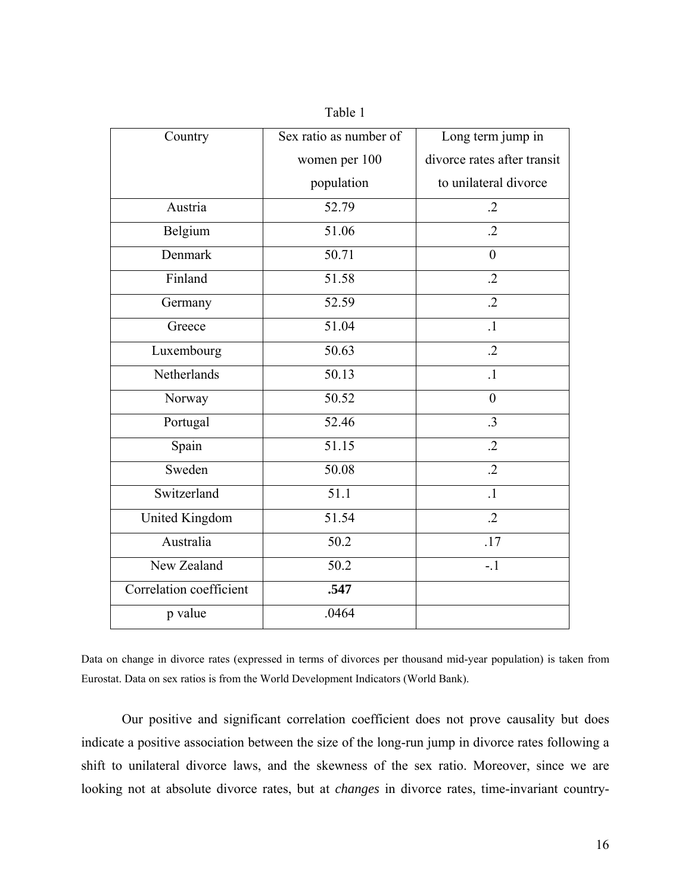Table 1

| Country | Sex ratio as number of women per 100 population | Long term jump in divorce rates after transit to unilateral divorce |
|---|---|---|
| Austria | 52.79 | .2 |
| Belgium | 51.06 | .2 |
| Denmark | 50.71 | 0 |
| Finland | 51.58 | .2 |
| Germany | 52.59 | .2 |
| Greece | 51.04 | .1 |
| Luxembourg | 50.63 | .2 |
| Netherlands | 50.13 | .1 |
| Norway | 50.52 | 0 |
| Portugal | 52.46 | .3 |
| Spain | 51.15 | .2 |
| Sweden | 50.08 | .2 |
| Switzerland | 51.1 | .1 |
| United Kingdom | 51.54 | .2 |
| Australia | 50.2 | .17 |
| New Zealand | 50.2 | -.1 |
| Correlation coefficient | **.547** | |
| p value | .0464 | |

Data on change in divorce rates (expressed in terms of divorces per thousand mid-year population) is taken from Eurostat. Data on sex ratios is from the World Development Indicators (World Bank).

Our positive and significant correlation coefficient does not prove causality but does indicate a positive association between the size of the long-run jump in divorce rates following a shift to unilateral divorce laws, and the skewness of the sex ratio. Moreover, since we are looking not at absolute divorce rates, but at *changes* in divorce rates, time-invariant country-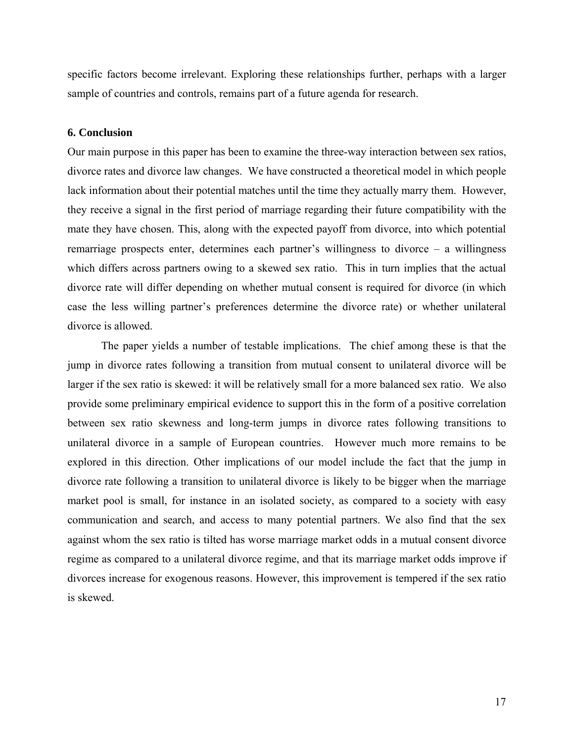specific factors become irrelevant. Exploring these relationships further, perhaps with a larger sample of countries and controls, remains part of a future agenda for research.

## 6. Conclusion

Our main purpose in this paper has been to examine the three-way interaction between sex ratios, divorce rates and divorce law changes. We have constructed a theoretical model in which people lack information about their potential matches until the time they actually marry them. However, they receive a signal in the first period of marriage regarding their future compatibility with the mate they have chosen. This, along with the expected payoff from divorce, into which potential remarriage prospects enter, determines each partner's willingness to divorce – a willingness which differs across partners owing to a skewed sex ratio. This in turn implies that the actual divorce rate will differ depending on whether mutual consent is required for divorce (in which case the less willing partner's preferences determine the divorce rate) or whether unilateral divorce is allowed.

The paper yields a number of testable implications. The chief among these is that the jump in divorce rates following a transition from mutual consent to unilateral divorce will be larger if the sex ratio is skewed: it will be relatively small for a more balanced sex ratio. We also provide some preliminary empirical evidence to support this in the form of a positive correlation between sex ratio skewness and long-term jumps in divorce rates following transitions to unilateral divorce in a sample of European countries. However much more remains to be explored in this direction. Other implications of our model include the fact that the jump in divorce rate following a transition to unilateral divorce is likely to be bigger when the marriage market pool is small, for instance in an isolated society, as compared to a society with easy communication and search, and access to many potential partners. We also find that the sex against whom the sex ratio is tilted has worse marriage market odds in a mutual consent divorce regime as compared to a unilateral divorce regime, and that its marriage market odds improve if divorces increase for exogenous reasons. However, this improvement is tempered if the sex ratio is skewed.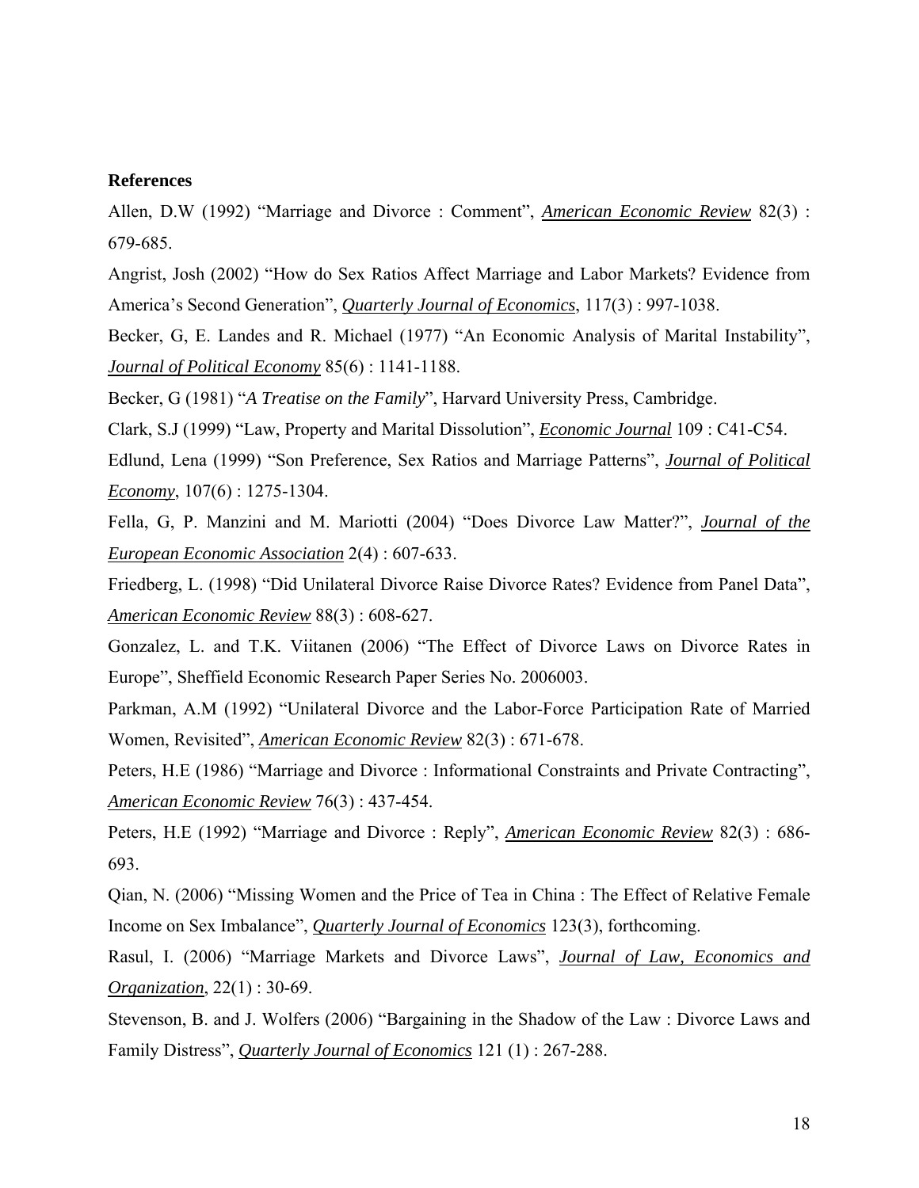**References**

Allen, D.W (1992) "Marriage and Divorce : Comment", ***American Economic Review*** 82(3) : 679-685.

Angrist, Josh (2002) "How do Sex Ratios Affect Marriage and Labor Markets? Evidence from America's Second Generation", ***Quarterly Journal of Economics***, 117(3) : 997-1038.

Becker, G, E. Landes and R. Michael (1977) "An Economic Analysis of Marital Instability", ***Journal of Political Economy*** 85(6) : 1141-1188.

Becker, G (1981) "*A Treatise on the Family*", Harvard University Press, Cambridge.

Clark, S.J (1999) "Law, Property and Marital Dissolution", ***Economic Journal*** 109 : C41-C54.

Edlund, Lena (1999) "Son Preference, Sex Ratios and Marriage Patterns", ***Journal of Political Economy***, 107(6) : 1275-1304.

Fella, G, P. Manzini and M. Mariotti (2004) "Does Divorce Law Matter?", ***Journal of the European Economic Association*** 2(4) : 607-633.

Friedberg, L. (1998) "Did Unilateral Divorce Raise Divorce Rates? Evidence from Panel Data", ***American Economic Review*** 88(3) : 608-627.

Gonzalez, L. and T.K. Viitanen (2006) "The Effect of Divorce Laws on Divorce Rates in Europe", Sheffield Economic Research Paper Series No. 2006003.

Parkman, A.M (1992) "Unilateral Divorce and the Labor-Force Participation Rate of Married Women, Revisited", ***American Economic Review*** 82(3) : 671-678.

Peters, H.E (1986) "Marriage and Divorce : Informational Constraints and Private Contracting", ***American Economic Review*** 76(3) : 437-454.

Peters, H.E (1992) "Marriage and Divorce : Reply", ***American Economic Review*** 82(3) : 686-693.

Qian, N. (2006) "Missing Women and the Price of Tea in China : The Effect of Relative Female Income on Sex Imbalance", ***Quarterly Journal of Economics*** 123(3), forthcoming.

Rasul, I. (2006) "Marriage Markets and Divorce Laws", ***Journal of Law, Economics and Organization***, 22(1) : 30-69.

Stevenson, B. and J. Wolfers (2006) "Bargaining in the Shadow of the Law : Divorce Laws and Family Distress", ***Quarterly Journal of Economics*** 121 (1) : 267-288.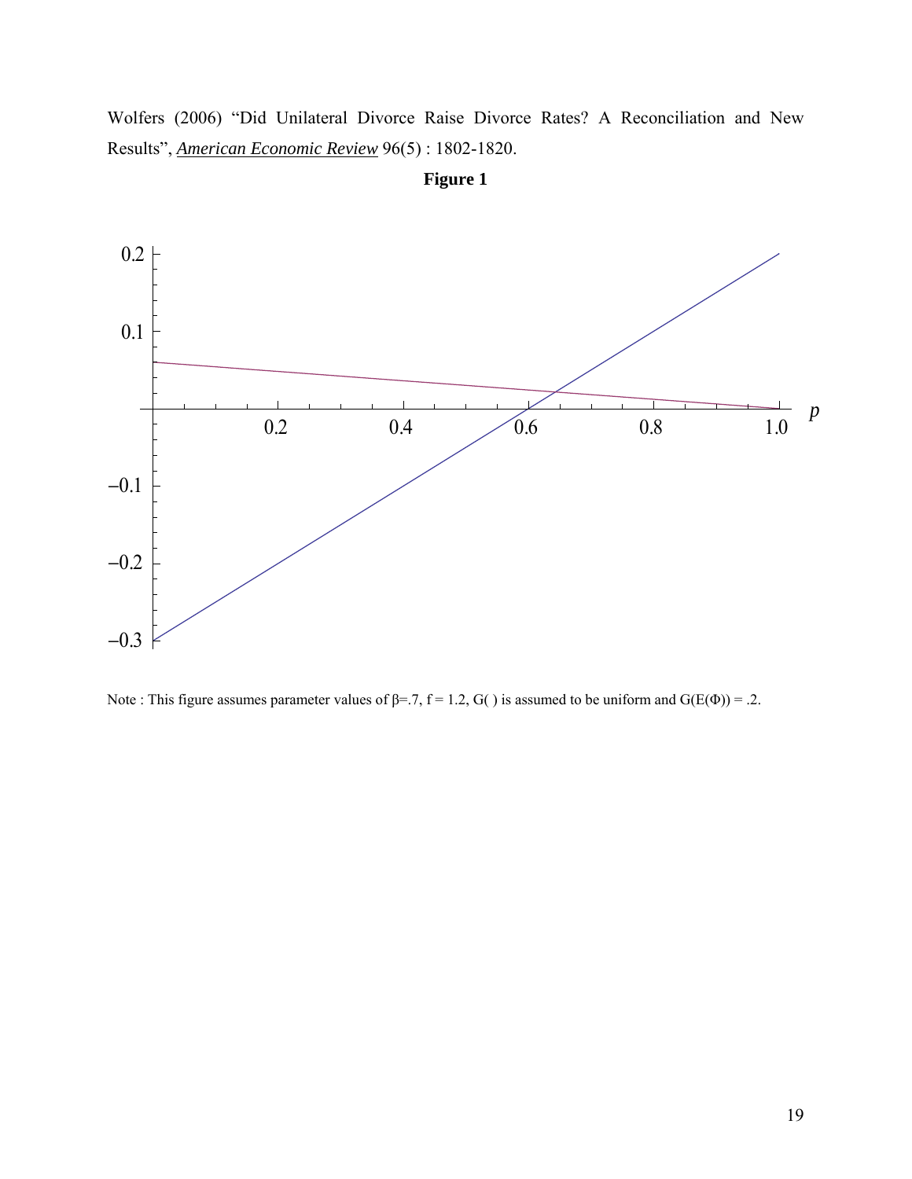Wolfers (2006) "Did Unilateral Divorce Raise Divorce Rates? A Reconciliation and New Results", *American Economic Review* 96(5) : 1802-1820.

**Figure 1**

Note : This figure assumes parameter values of $\beta$=.7, f = 1.2, G( ) is assumed to be uniform and G(E($\Phi$)) = .2.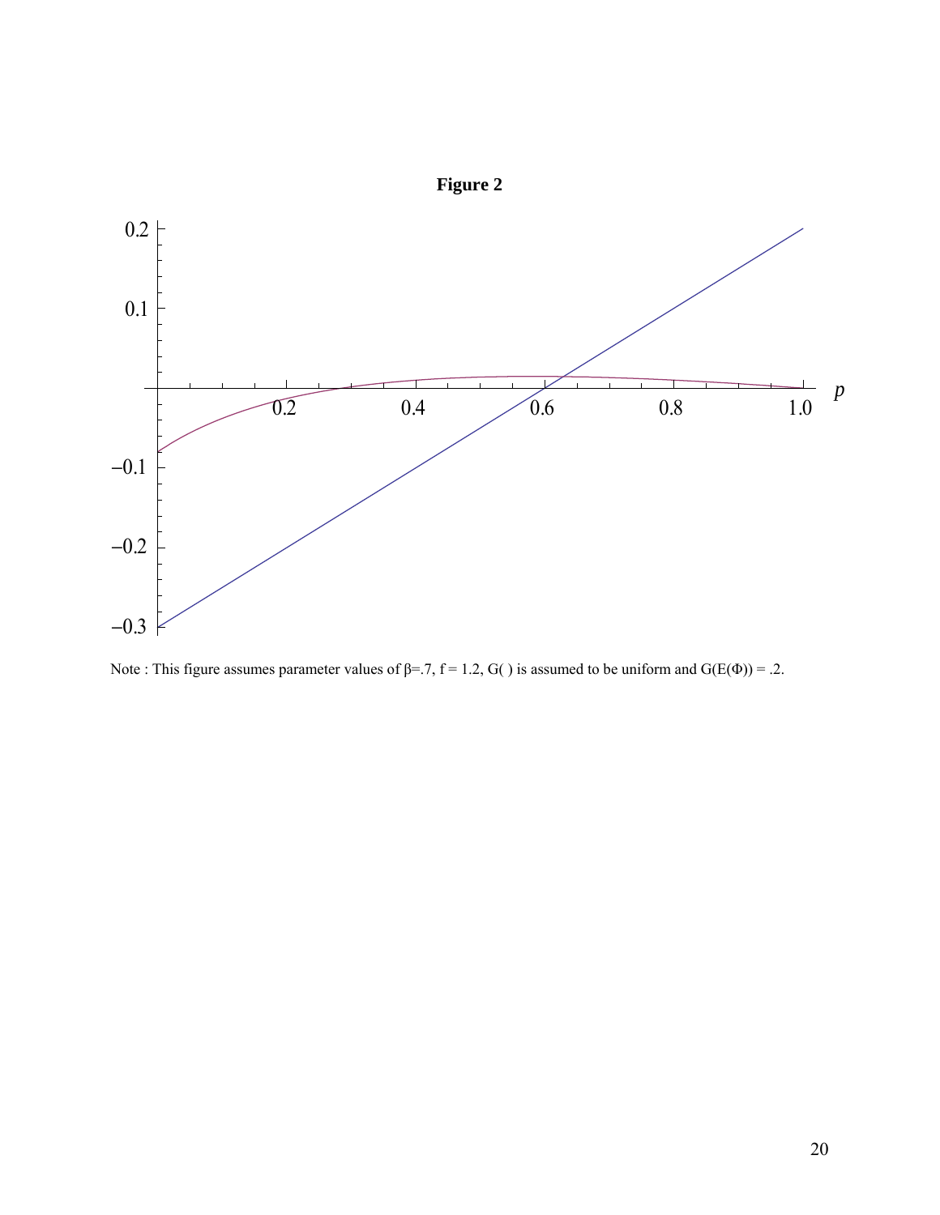**Figure 2**

Note : This figure assumes parameter values of β=.7, f = 1.2, G( ) is assumed to be uniform and G(E(Φ)) = .2.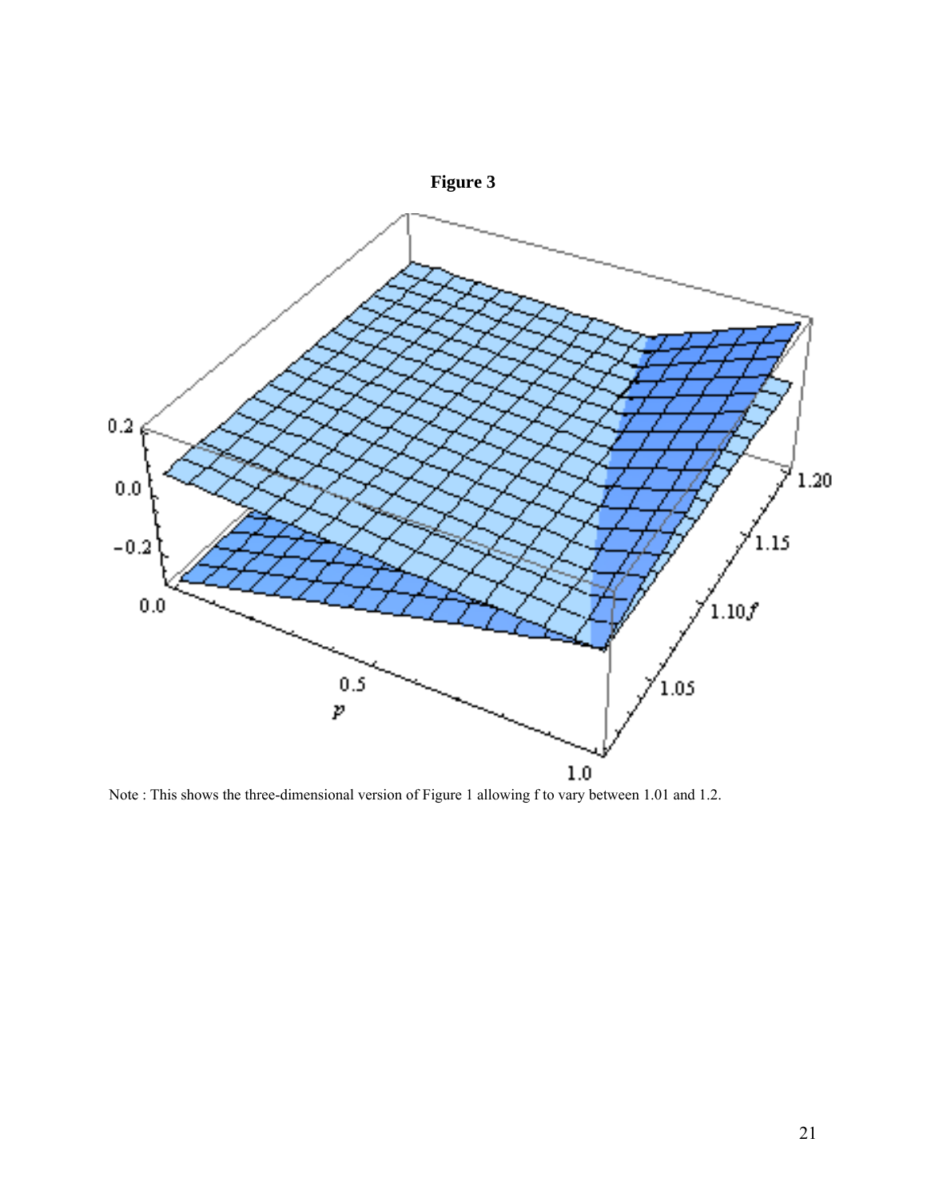**Figure 3**

Note : This shows the three-dimensional version of Figure 1 allowing f to vary between 1.01 and 1.2.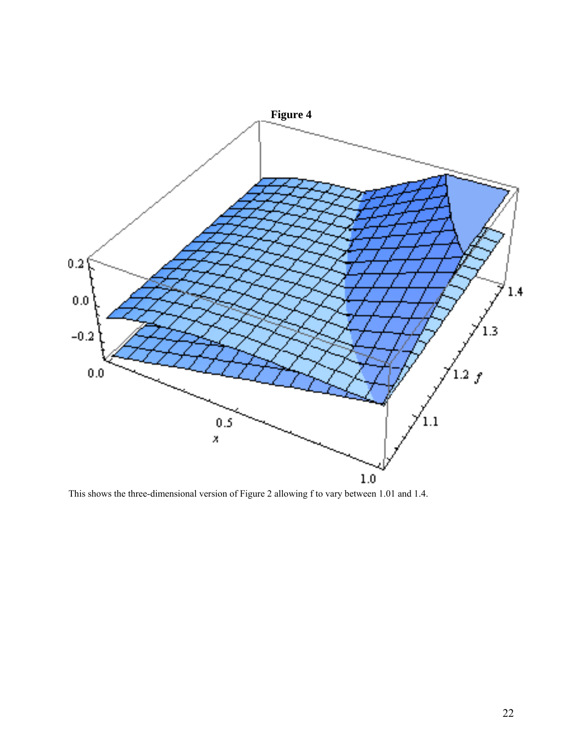**Figure 4**

0.2

0.0

−0.2

0.0

0.5

x

1.0

1.1

1.2 f

1.3

1.4

This shows the three-dimensional version of Figure 2 allowing f to vary between 1.01 and 1.4.